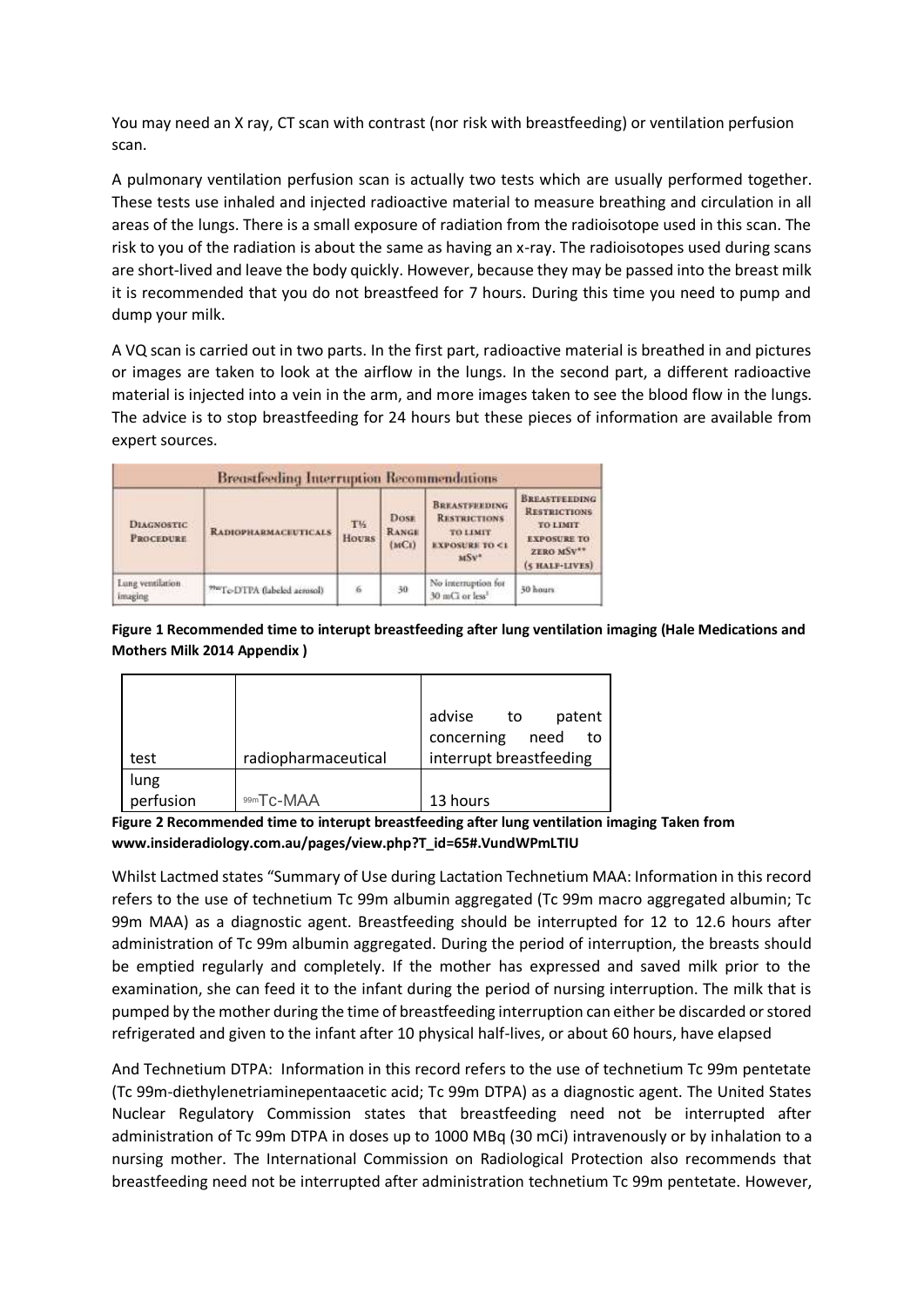You may need an X ray, CT scan with contrast (nor risk with breastfeeding) or ventilation perfusion scan.

A pulmonary ventilation perfusion scan is actually two tests which are usually performed together. These tests use inhaled and injected radioactive material to measure breathing and circulation in all areas of the lungs. There is a small exposure of radiation from the radioisotope used in this scan. The risk to you of the radiation is about the same as having an x-ray. The radioisotopes used during scans are short-lived and leave the body quickly. However, because they may be passed into the breast milk it is recommended that you do not breastfeed for 7 hours. During this time you need to pump and dump your milk.

A VQ scan is carried out in two parts. In the first part, radioactive material is breathed in and pictures or images are taken to look at the airflow in the lungs. In the second part, a different radioactive material is injected into a vein in the arm, and more images taken to see the blood flow in the lungs. The advice is to stop breastfeeding for 24 hours but these pieces of information are available from expert sources.

| Breastfeeding Interruption Recommendations | | | | | |
|---|---|---|---|---|---|
| Diagnostic Procedure | Radiopharmaceuticals | T½ Hours | Dose Range (mCi) | Breastfeeding Restrictions to Limit Exposure to <1 mSv* | Breastfeeding Restrictions to Limit Exposure to Zero mSv** (5 half-lives) |
| Lung ventilation imaging | $^{99m}$Tc-DTPA (labeled aerosol) | 6 | 30 | No interruption for 30 mCi or less[†] | 30 hours |

**Figure 1 Recommended time to interupt breastfeeding after lung ventilation imaging (Hale Medications and Mothers Milk 2014 Appendix )**

| test | radiopharmaceutical | advise to patent concerning need to interrupt breastfeeding |
|---|---|---|
| lung perfusion | $^{99m}$Tc-MAA | 13 hours |

**Figure 2 Recommended time to interupt breastfeeding after lung ventilation imaging Taken from www.insideradiology.com.au/pages/view.php?T_id=65#.VundWPmLTIU**

Whilst Lactmed states "Summary of Use during Lactation Technetium MAA: Information in this record refers to the use of technetium Tc 99m albumin aggregated (Tc 99m macro aggregated albumin; Tc 99m MAA) as a diagnostic agent. Breastfeeding should be interrupted for 12 to 12.6 hours after administration of Tc 99m albumin aggregated. During the period of interruption, the breasts should be emptied regularly and completely. If the mother has expressed and saved milk prior to the examination, she can feed it to the infant during the period of nursing interruption. The milk that is pumped by the mother during the time of breastfeeding interruption can either be discarded or stored refrigerated and given to the infant after 10 physical half-lives, or about 60 hours, have elapsed

And Technetium DTPA: Information in this record refers to the use of technetium Tc 99m pentetate (Tc 99m-diethylenetriaminepentaacetic acid; Tc 99m DTPA) as a diagnostic agent. The United States Nuclear Regulatory Commission states that breastfeeding need not be interrupted after administration of Tc 99m DTPA in doses up to 1000 MBq (30 mCi) intravenously or by inhalation to a nursing mother. The International Commission on Radiological Protection also recommends that breastfeeding need not be interrupted after administration technetium Tc 99m pentetate. However,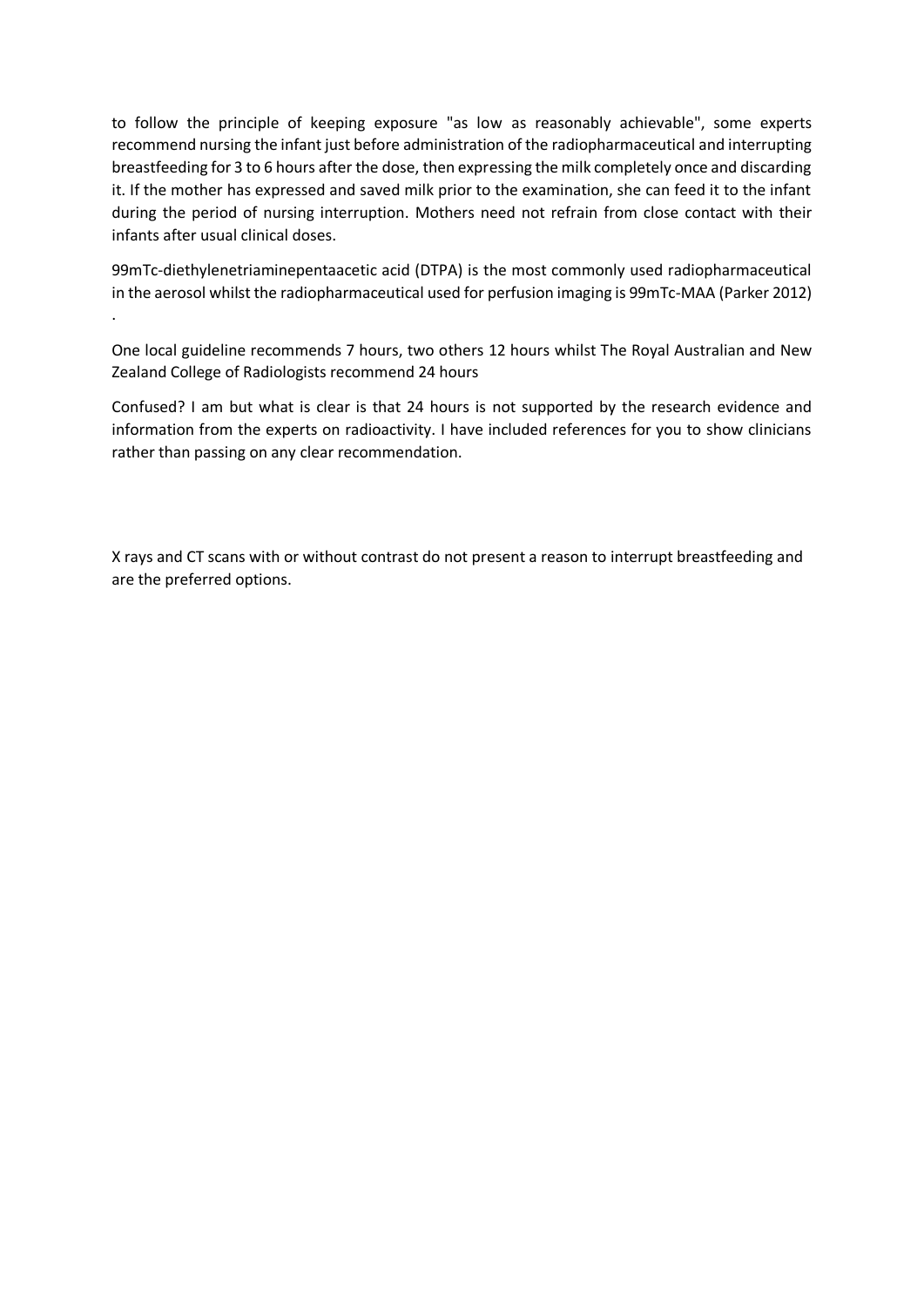to follow the principle of keeping exposure "as low as reasonably achievable", some experts recommend nursing the infant just before administration of the radiopharmaceutical and interrupting breastfeeding for 3 to 6 hours after the dose, then expressing the milk completely once and discarding it. If the mother has expressed and saved milk prior to the examination, she can feed it to the infant during the period of nursing interruption. Mothers need not refrain from close contact with their infants after usual clinical doses.

99mTc-diethylenetriaminepentaacetic acid (DTPA) is the most commonly used radiopharmaceutical in the aerosol whilst the radiopharmaceutical used for perfusion imaging is 99mTc-MAA (Parker 2012) .

One local guideline recommends 7 hours, two others 12 hours whilst The Royal Australian and New Zealand College of Radiologists recommend 24 hours

Confused? I am but what is clear is that 24 hours is not supported by the research evidence and information from the experts on radioactivity. I have included references for you to show clinicians rather than passing on any clear recommendation.

X rays and CT scans with or without contrast do not present a reason to interrupt breastfeeding and are the preferred options.